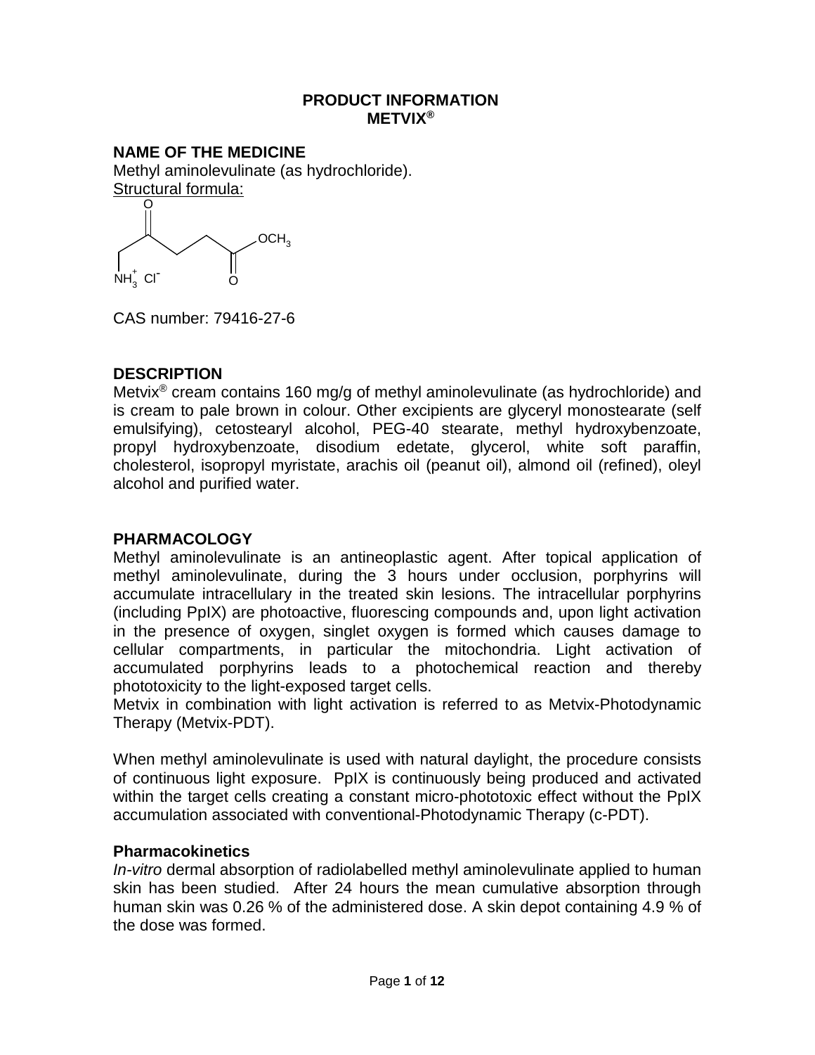# PRODUCT INFORMATION
# METVIX®

## NAME OF THE MEDICINE

Methyl aminolevulinate (as hydrochloride).

Structural formula:

$$NH_3^+ \; Cl^- \text{—}CH_2\text{—}C(=O)\text{—}CH_2\text{—}CH_2\text{—}C(=O)\text{—}OCH_3$$

CAS number: 79416-27-6

## DESCRIPTION

Metvix® cream contains 160 mg/g of methyl aminolevulinate (as hydrochloride) and is cream to pale brown in colour. Other excipients are glyceryl monostearate (self emulsifying), cetostearyl alcohol, PEG-40 stearate, methyl hydroxybenzoate, propyl hydroxybenzoate, disodium edetate, glycerol, white soft paraffin, cholesterol, isopropyl myristate, arachis oil (peanut oil), almond oil (refined), oleyl alcohol and purified water.

## PHARMACOLOGY

Methyl aminolevulinate is an antineoplastic agent. After topical application of methyl aminolevulinate, during the 3 hours under occlusion, porphyrins will accumulate intracellulary in the treated skin lesions. The intracellular porphyrins (including PpIX) are photoactive, fluorescing compounds and, upon light activation in the presence of oxygen, singlet oxygen is formed which causes damage to cellular compartments, in particular the mitochondria. Light activation of accumulated porphyrins leads to a photochemical reaction and thereby phototoxicity to the light-exposed target cells.

Metvix in combination with light activation is referred to as Metvix-Photodynamic Therapy (Metvix-PDT).

When methyl aminolevulinate is used with natural daylight, the procedure consists of continuous light exposure. PpIX is continuously being produced and activated within the target cells creating a constant micro-phototoxic effect without the PpIX accumulation associated with conventional-Photodynamic Therapy (c-PDT).

### Pharmacokinetics

*In-vitro* dermal absorption of radiolabelled methyl aminolevulinate applied to human skin has been studied. After 24 hours the mean cumulative absorption through human skin was 0.26 % of the administered dose. A skin depot containing 4.9 % of the dose was formed.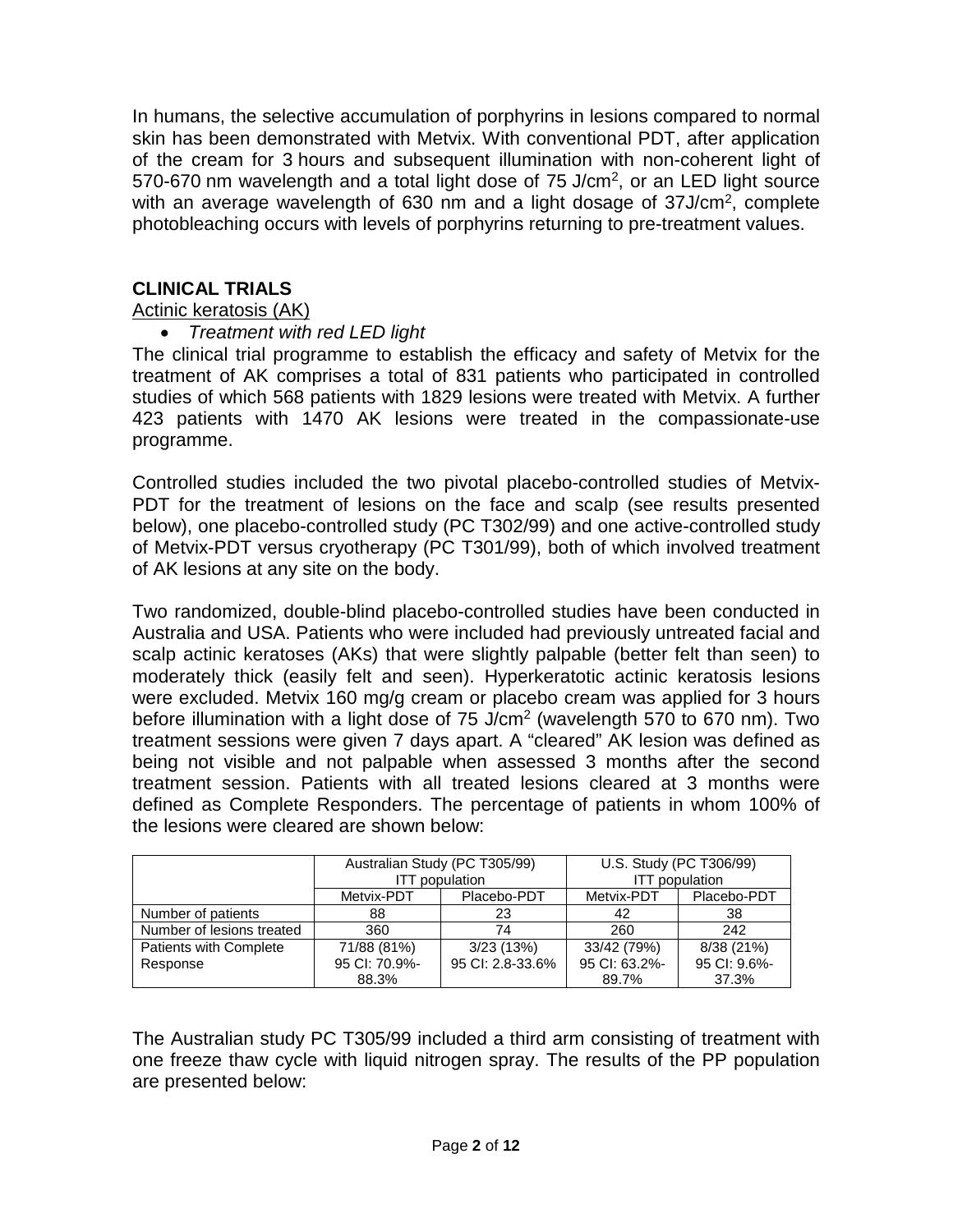In humans, the selective accumulation of porphyrins in lesions compared to normal skin has been demonstrated with Metvix. With conventional PDT, after application of the cream for 3 hours and subsequent illumination with non-coherent light of 570-670 nm wavelength and a total light dose of 75 J/cm$^2$, or an LED light source with an average wavelength of 630 nm and a light dosage of 37J/cm$^2$, complete photobleaching occurs with levels of porphyrins returning to pre-treatment values.

## CLINICAL TRIALS

Actinic keratosis (AK)

- *Treatment with red LED light*

The clinical trial programme to establish the efficacy and safety of Metvix for the treatment of AK comprises a total of 831 patients who participated in controlled studies of which 568 patients with 1829 lesions were treated with Metvix. A further 423 patients with 1470 AK lesions were treated in the compassionate-use programme.

Controlled studies included the two pivotal placebo-controlled studies of Metvix-PDT for the treatment of lesions on the face and scalp (see results presented below), one placebo-controlled study (PC T302/99) and one active-controlled study of Metvix-PDT versus cryotherapy (PC T301/99), both of which involved treatment of AK lesions at any site on the body.

Two randomized, double-blind placebo-controlled studies have been conducted in Australia and USA. Patients who were included had previously untreated facial and scalp actinic keratoses (AKs) that were slightly palpable (better felt than seen) to moderately thick (easily felt and seen). Hyperkeratotic actinic keratosis lesions were excluded. Metvix 160 mg/g cream or placebo cream was applied for 3 hours before illumination with a light dose of 75 J/cm$^2$ (wavelength 570 to 670 nm). Two treatment sessions were given 7 days apart. A "cleared" AK lesion was defined as being not visible and not palpable when assessed 3 months after the second treatment session. Patients with all treated lesions cleared at 3 months were defined as Complete Responders. The percentage of patients in whom 100% of the lesions were cleared are shown below:

| | Australian Study (PC T305/99) ITT population | | U.S. Study (PC T306/99) ITT population | |
|---|---|---|---|---|
| | Metvix-PDT | Placebo-PDT | Metvix-PDT | Placebo-PDT |
| Number of patients | 88 | 23 | 42 | 38 |
| Number of lesions treated | 360 | 74 | 260 | 242 |
| Patients with Complete Response | 71/88 (81%) 95 CI: 70.9%-88.3% | 3/23 (13%) 95 CI: 2.8-33.6% | 33/42 (79%) 95 CI: 63.2%-89.7% | 8/38 (21%) 95 CI: 9.6%-37.3% |

The Australian study PC T305/99 included a third arm consisting of treatment with one freeze thaw cycle with liquid nitrogen spray. The results of the PP population are presented below: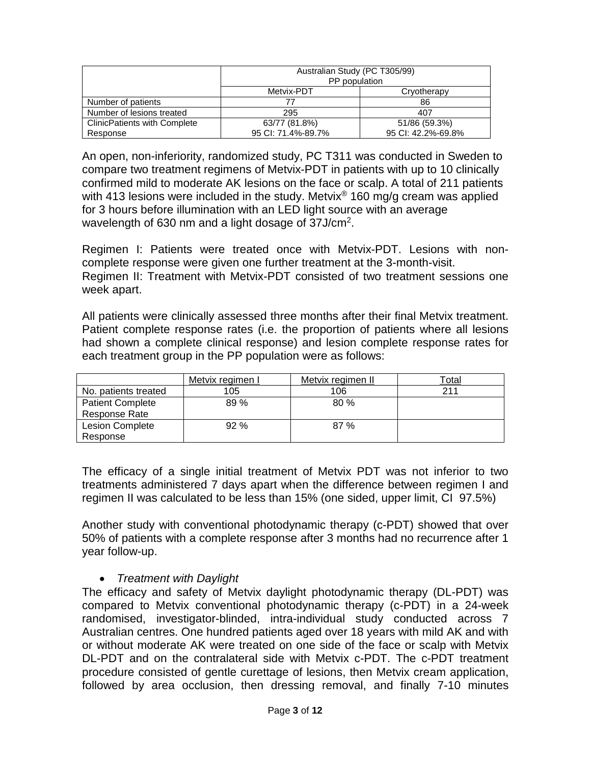| | Australian Study (PC T305/99) PP population | |
|---|---|---|
| | Metvix-PDT | Cryotherapy |
| Number of patients | 77 | 86 |
| Number of lesions treated | 295 | 407 |
| ClinicPatients with Complete Response | 63/77 (81.8%) 95 CI: 71.4%-89.7% | 51/86 (59.3%) 95 CI: 42.2%-69.8% |

An open, non-inferiority, randomized study, PC T311 was conducted in Sweden to compare two treatment regimens of Metvix-PDT in patients with up to 10 clinically confirmed mild to moderate AK lesions on the face or scalp. A total of 211 patients with 413 lesions were included in the study. Metvix® 160 mg/g cream was applied for 3 hours before illumination with an LED light source with an average wavelength of 630 nm and a light dosage of 37J/cm$^2$.

Regimen I: Patients were treated once with Metvix-PDT. Lesions with non-complete response were given one further treatment at the 3-month-visit.
Regimen II: Treatment with Metvix-PDT consisted of two treatment sessions one week apart.

All patients were clinically assessed three months after their final Metvix treatment. Patient complete response rates (i.e. the proportion of patients where all lesions had shown a complete clinical response) and lesion complete response rates for each treatment group in the PP population were as follows:

| | Metvix regimen I | Metvix regimen II | Total |
|---|---|---|---|
| No. patients treated | 105 | 106 | 211 |
| Patient Complete Response Rate | 89 % | 80 % | |
| Lesion Complete Response | 92 % | 87 % | |

The efficacy of a single initial treatment of Metvix PDT was not inferior to two treatments administered 7 days apart when the difference between regimen I and regimen II was calculated to be less than 15% (one sided, upper limit, CI 97.5%)

Another study with conventional photodynamic therapy (c-PDT) showed that over 50% of patients with a complete response after 3 months had no recurrence after 1 year follow-up.

- *Treatment with Daylight*

The efficacy and safety of Metvix daylight photodynamic therapy (DL-PDT) was compared to Metvix conventional photodynamic therapy (c-PDT) in a 24-week randomised, investigator-blinded, intra-individual study conducted across 7 Australian centres. One hundred patients aged over 18 years with mild AK and with or without moderate AK were treated on one side of the face or scalp with Metvix DL-PDT and on the contralateral side with Metvix c-PDT. The c-PDT treatment procedure consisted of gentle curettage of lesions, then Metvix cream application, followed by area occlusion, then dressing removal, and finally 7-10 minutes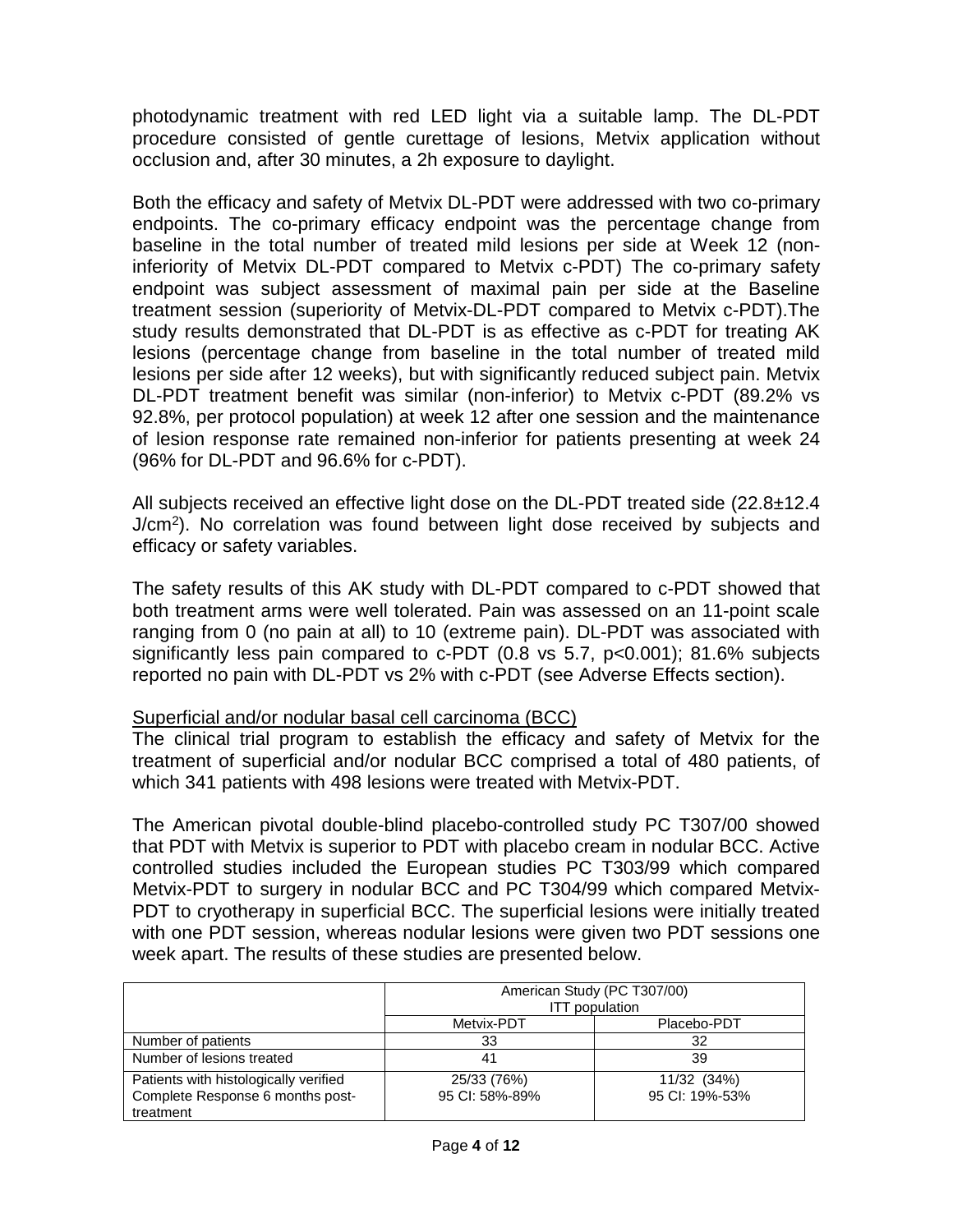photodynamic treatment with red LED light via a suitable lamp. The DL-PDT procedure consisted of gentle curettage of lesions, Metvix application without occlusion and, after 30 minutes, a 2h exposure to daylight.

Both the efficacy and safety of Metvix DL-PDT were addressed with two co-primary endpoints. The co-primary efficacy endpoint was the percentage change from baseline in the total number of treated mild lesions per side at Week 12 (non-inferiority of Metvix DL-PDT compared to Metvix c-PDT) The co-primary safety endpoint was subject assessment of maximal pain per side at the Baseline treatment session (superiority of Metvix-DL-PDT compared to Metvix c-PDT).The study results demonstrated that DL-PDT is as effective as c-PDT for treating AK lesions (percentage change from baseline in the total number of treated mild lesions per side after 12 weeks), but with significantly reduced subject pain. Metvix DL-PDT treatment benefit was similar (non-inferior) to Metvix c-PDT (89.2% vs 92.8%, per protocol population) at week 12 after one session and the maintenance of lesion response rate remained non-inferior for patients presenting at week 24 (96% for DL-PDT and 96.6% for c-PDT).

All subjects received an effective light dose on the DL-PDT treated side (22.8±12.4 $J/cm^2$). No correlation was found between light dose received by subjects and efficacy or safety variables.

The safety results of this AK study with DL-PDT compared to c-PDT showed that both treatment arms were well tolerated. Pain was assessed on an 11-point scale ranging from 0 (no pain at all) to 10 (extreme pain). DL-PDT was associated with significantly less pain compared to c-PDT (0.8 vs 5.7, $p<0.001$); 81.6% subjects reported no pain with DL-PDT vs 2% with c-PDT (see Adverse Effects section).

Superficial and/or nodular basal cell carcinoma (BCC)

The clinical trial program to establish the efficacy and safety of Metvix for the treatment of superficial and/or nodular BCC comprised a total of 480 patients, of which 341 patients with 498 lesions were treated with Metvix-PDT.

The American pivotal double-blind placebo-controlled study PC T307/00 showed that PDT with Metvix is superior to PDT with placebo cream in nodular BCC. Active controlled studies included the European studies PC T303/99 which compared Metvix-PDT to surgery in nodular BCC and PC T304/99 which compared Metvix-PDT to cryotherapy in superficial BCC. The superficial lesions were initially treated with one PDT session, whereas nodular lesions were given two PDT sessions one week apart. The results of these studies are presented below.

| | American Study (PC T307/00) ITT population | |
|---|---|---|
| | Metvix-PDT | Placebo-PDT |
| Number of patients | 33 | 32 |
| Number of lesions treated | 41 | 39 |
| Patients with histologically verified Complete Response 6 months post-treatment | 25/33 (76%) 95 CI: 58%-89% | 11/32 (34%) 95 CI: 19%-53% |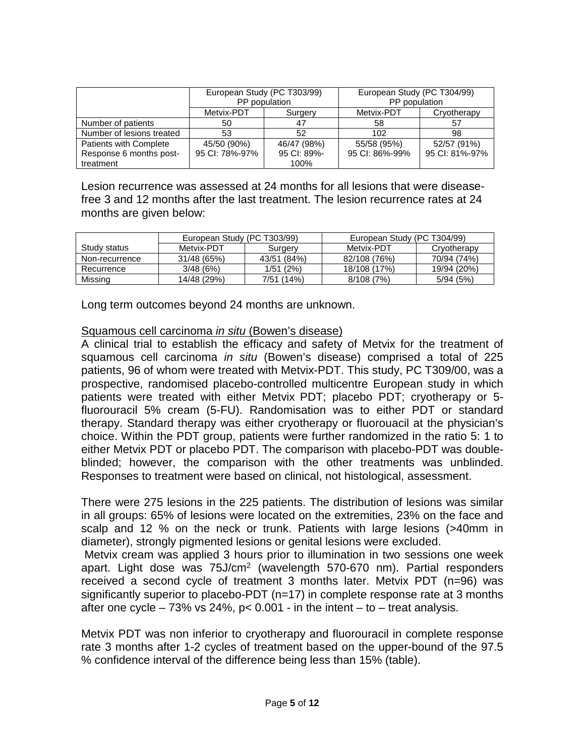| | European Study (PC T303/99) PP population | | European Study (PC T304/99) PP population | |
|---|---|---|---|---|
| | Metvix-PDT | Surgery | Metvix-PDT | Cryotherapy |
| Number of patients | 50 | 47 | 58 | 57 |
| Number of lesions treated | 53 | 52 | 102 | 98 |
| Patients with Complete Response 6 months post-treatment | 45/50 (90%) 95 CI: 78%-97% | 46/47 (98%) 95 CI: 89%-100% | 55/58 (95%) 95 CI: 86%-99% | 52/57 (91%) 95 CI: 81%-97% |

Lesion recurrence was assessed at 24 months for all lesions that were disease-free 3 and 12 months after the last treatment. The lesion recurrence rates at 24 months are given below:

| | European Study (PC T303/99) | | European Study (PC T304/99) | |
|---|---|---|---|---|
| Study status | Metvix-PDT | Surgery | Metvix-PDT | Cryotherapy |
| Non-recurrence | 31/48 (65%) | 43/51 (84%) | 82/108 (76%) | 70/94 (74%) |
| Recurrence | 3/48 (6%) | 1/51 (2%) | 18/108 (17%) | 19/94 (20%) |
| Missing | 14/48 (29%) | 7/51 (14%) | 8/108 (7%) | 5/94 (5%) |

Long term outcomes beyond 24 months are unknown.

Squamous cell carcinoma *in situ* (Bowen's disease)

A clinical trial to establish the efficacy and safety of Metvix for the treatment of squamous cell carcinoma *in situ* (Bowen's disease) comprised a total of 225 patients, 96 of whom were treated with Metvix-PDT. This study, PC T309/00, was a prospective, randomised placebo-controlled multicentre European study in which patients were treated with either Metvix PDT; placebo PDT; cryotherapy or 5-fluorouracil 5% cream (5-FU). Randomisation was to either PDT or standard therapy. Standard therapy was either cryotherapy or fluorouacil at the physician's choice. Within the PDT group, patients were further randomized in the ratio 5: 1 to either Metvix PDT or placebo PDT. The comparison with placebo-PDT was double-blinded; however, the comparison with the other treatments was unblinded. Responses to treatment were based on clinical, not histological, assessment.

There were 275 lesions in the 225 patients. The distribution of lesions was similar in all groups: 65% of lesions were located on the extremities, 23% on the face and scalp and 12 % on the neck or trunk. Patients with large lesions (>40mm in diameter), strongly pigmented lesions or genital lesions were excluded.

Metvix cream was applied 3 hours prior to illumination in two sessions one week apart. Light dose was 75J/cm$^2$ (wavelength 570-670 nm). Partial responders received a second cycle of treatment 3 months later. Metvix PDT (n=96) was significantly superior to placebo-PDT (n=17) in complete response rate at 3 months after one cycle – 73% vs 24%, $p < 0.001$ - in the intent – to – treat analysis.

Metvix PDT was non inferior to cryotherapy and fluorouracil in complete response rate 3 months after 1-2 cycles of treatment based on the upper-bound of the 97.5 % confidence interval of the difference being less than 15% (table).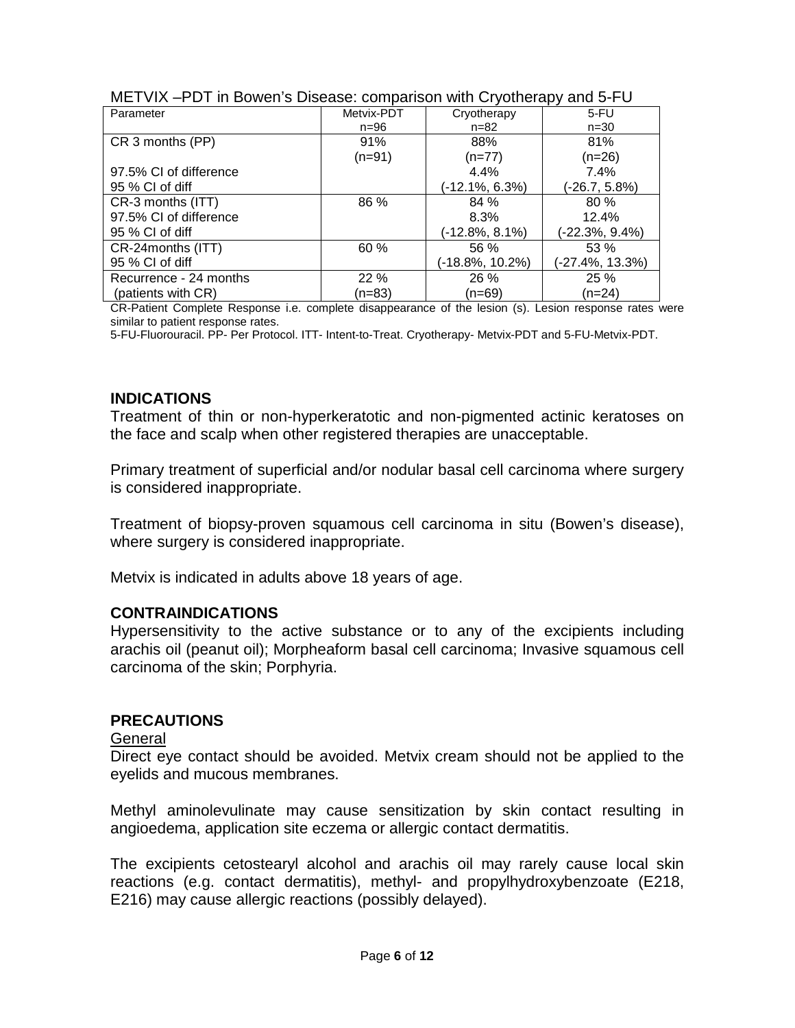METVIX –PDT in Bowen's Disease: comparison with Cryotherapy and 5-FU

| Parameter | Metvix-PDT n=96 | Cryotherapy n=82 | 5-FU n=30 |
|---|---|---|---|
| CR 3 months (PP) | 91% (n=91) | 88% (n=77) | 81% (n=26) |
| 97.5% CI of difference | | 4.4% | 7.4% |
| 95 % CI of diff | | (-12.1%, 6.3%) | (-26.7, 5.8%) |
| CR-3 months (ITT) | 86 % | 84 % | 80 % |
| 97.5% CI of difference | | 8.3% | 12.4% |
| 95 % CI of diff | | (-12.8%, 8.1%) | (-22.3%, 9.4%) |
| CR-24months (ITT) | 60 % | 56 % | 53 % |
| 95 % CI of diff | | (-18.8%, 10.2%) | (-27.4%, 13.3%) |
| Recurrence - 24 months (patients with CR) | 22 % (n=83) | 26 % (n=69) | 25 % (n=24) |

CR-Patient Complete Response i.e. complete disappearance of the lesion (s). Lesion response rates were similar to patient response rates.

5-FU-Fluorouracil. PP- Per Protocol. ITT- Intent-to-Treat. Cryotherapy- Metvix-PDT and 5-FU-Metvix-PDT.

## INDICATIONS

Treatment of thin or non-hyperkeratotic and non-pigmented actinic keratoses on the face and scalp when other registered therapies are unacceptable.

Primary treatment of superficial and/or nodular basal cell carcinoma where surgery is considered inappropriate.

Treatment of biopsy-proven squamous cell carcinoma in situ (Bowen's disease), where surgery is considered inappropriate.

Metvix is indicated in adults above 18 years of age.

## CONTRAINDICATIONS

Hypersensitivity to the active substance or to any of the excipients including arachis oil (peanut oil); Morpheaform basal cell carcinoma; Invasive squamous cell carcinoma of the skin; Porphyria.

## PRECAUTIONS

General

Direct eye contact should be avoided. Metvix cream should not be applied to the eyelids and mucous membranes.

Methyl aminolevulinate may cause sensitization by skin contact resulting in angioedema, application site eczema or allergic contact dermatitis.

The excipients cetostearyl alcohol and arachis oil may rarely cause local skin reactions (e.g. contact dermatitis), methyl- and propylhydroxybenzoate (E218, E216) may cause allergic reactions (possibly delayed).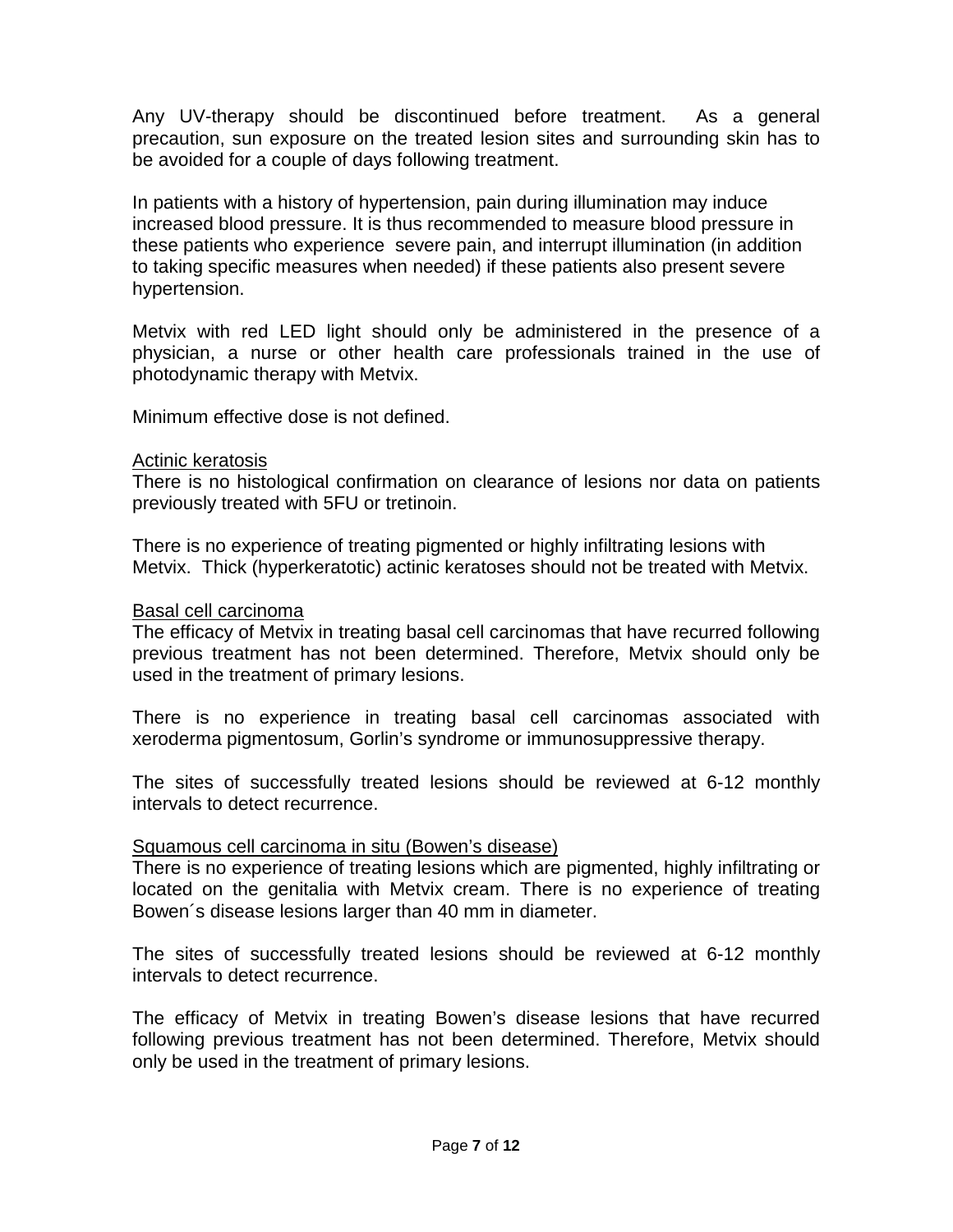Any UV-therapy should be discontinued before treatment. As a general precaution, sun exposure on the treated lesion sites and surrounding skin has to be avoided for a couple of days following treatment.

In patients with a history of hypertension, pain during illumination may induce increased blood pressure. It is thus recommended to measure blood pressure in these patients who experience severe pain, and interrupt illumination (in addition to taking specific measures when needed) if these patients also present severe hypertension.

Metvix with red LED light should only be administered in the presence of a physician, a nurse or other health care professionals trained in the use of photodynamic therapy with Metvix.

Minimum effective dose is not defined.

<u>Actinic keratosis</u>

There is no histological confirmation on clearance of lesions nor data on patients previously treated with 5FU or tretinoin.

There is no experience of treating pigmented or highly infiltrating lesions with Metvix. Thick (hyperkeratotic) actinic keratoses should not be treated with Metvix.

<u>Basal cell carcinoma</u>

The efficacy of Metvix in treating basal cell carcinomas that have recurred following previous treatment has not been determined. Therefore, Metvix should only be used in the treatment of primary lesions.

There is no experience in treating basal cell carcinomas associated with xeroderma pigmentosum, Gorlin's syndrome or immunosuppressive therapy.

The sites of successfully treated lesions should be reviewed at 6-12 monthly intervals to detect recurrence.

<u>Squamous cell carcinoma in situ (Bowen's disease)</u>

There is no experience of treating lesions which are pigmented, highly infiltrating or located on the genitalia with Metvix cream. There is no experience of treating Bowen´s disease lesions larger than 40 mm in diameter.

The sites of successfully treated lesions should be reviewed at 6-12 monthly intervals to detect recurrence.

The efficacy of Metvix in treating Bowen's disease lesions that have recurred following previous treatment has not been determined. Therefore, Metvix should only be used in the treatment of primary lesions.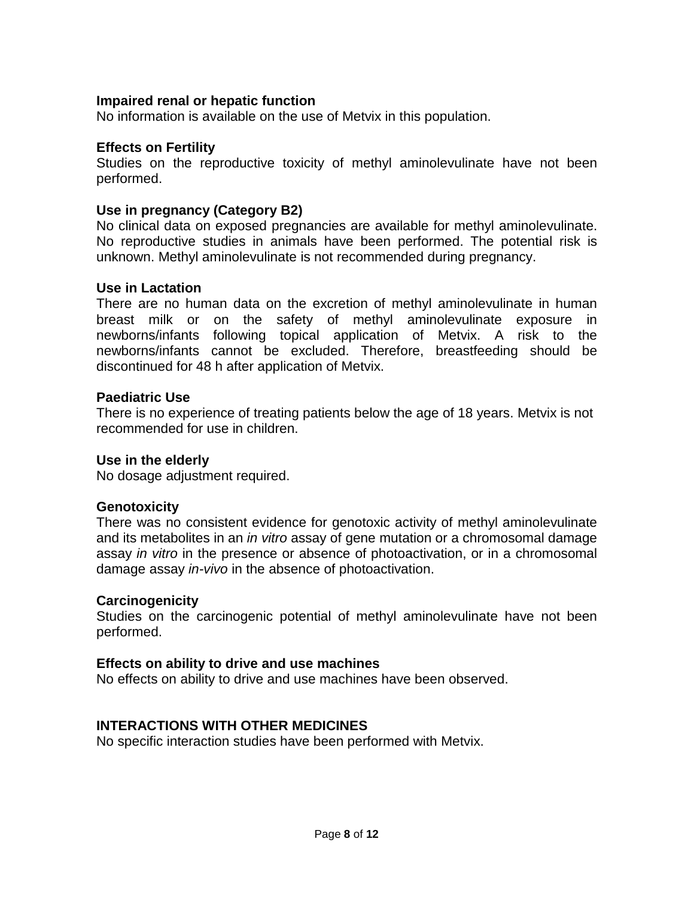### Impaired renal or hepatic function

No information is available on the use of Metvix in this population.

### Effects on Fertility

Studies on the reproductive toxicity of methyl aminolevulinate have not been performed.

### Use in pregnancy (Category B2)

No clinical data on exposed pregnancies are available for methyl aminolevulinate. No reproductive studies in animals have been performed. The potential risk is unknown. Methyl aminolevulinate is not recommended during pregnancy.

### Use in Lactation

There are no human data on the excretion of methyl aminolevulinate in human breast milk or on the safety of methyl aminolevulinate exposure in newborns/infants following topical application of Metvix. A risk to the newborns/infants cannot be excluded. Therefore, breastfeeding should be discontinued for 48 h after application of Metvix.

### Paediatric Use

There is no experience of treating patients below the age of 18 years. Metvix is not recommended for use in children.

### Use in the elderly

No dosage adjustment required.

### Genotoxicity

There was no consistent evidence for genotoxic activity of methyl aminolevulinate and its metabolites in an *in vitro* assay of gene mutation or a chromosomal damage assay *in vitro* in the presence or absence of photoactivation, or in a chromosomal damage assay *in-vivo* in the absence of photoactivation.

### Carcinogenicity

Studies on the carcinogenic potential of methyl aminolevulinate have not been performed.

### Effects on ability to drive and use machines

No effects on ability to drive and use machines have been observed.

## INTERACTIONS WITH OTHER MEDICINES

No specific interaction studies have been performed with Metvix.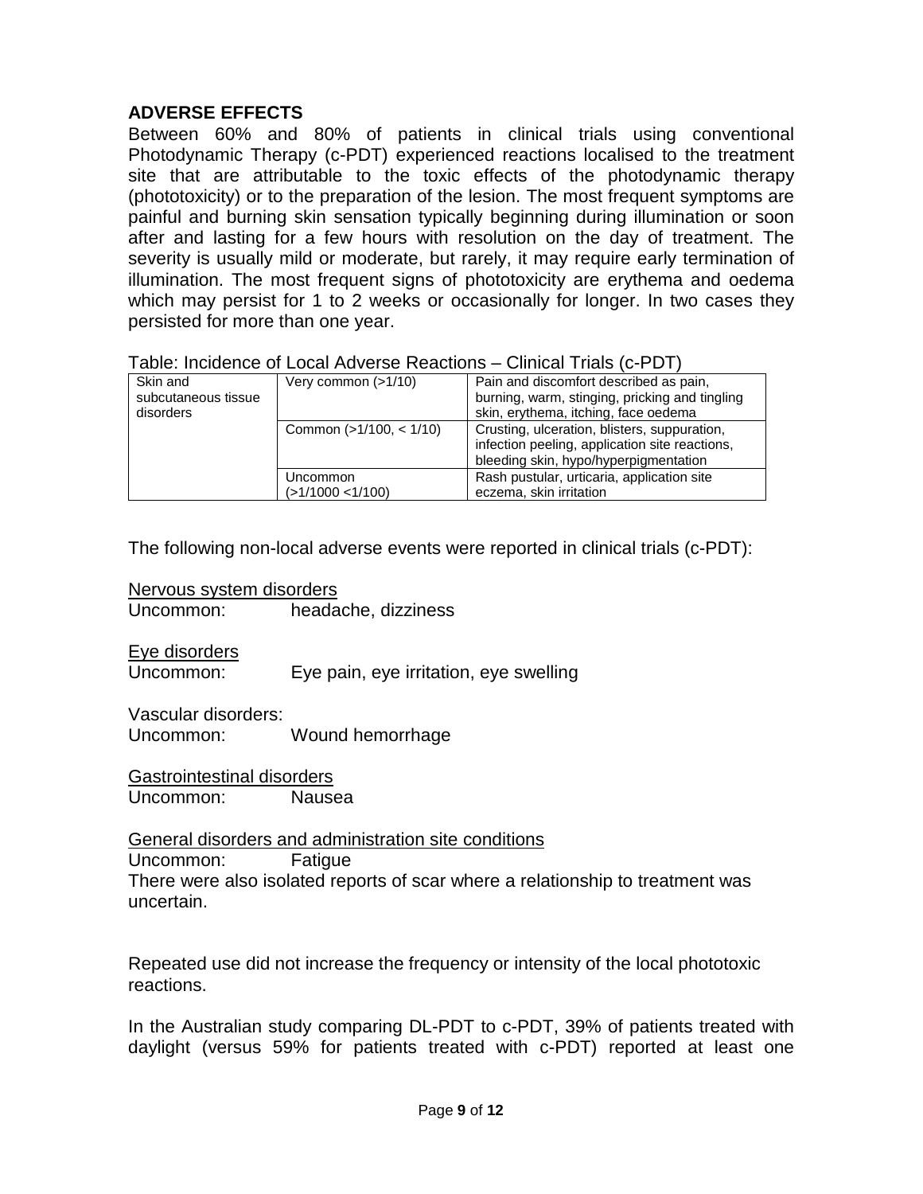## ADVERSE EFFECTS

Between 60% and 80% of patients in clinical trials using conventional Photodynamic Therapy (c-PDT) experienced reactions localised to the treatment site that are attributable to the toxic effects of the photodynamic therapy (phototoxicity) or to the preparation of the lesion. The most frequent symptoms are painful and burning skin sensation typically beginning during illumination or soon after and lasting for a few hours with resolution on the day of treatment. The severity is usually mild or moderate, but rarely, it may require early termination of illumination. The most frequent signs of phototoxicity are erythema and oedema which may persist for 1 to 2 weeks or occasionally for longer. In two cases they persisted for more than one year.

Table: Incidence of Local Adverse Reactions – Clinical Trials (c-PDT)

| | | |
|---|---|---|
| Skin and subcutaneous tissue disorders | Very common (>1/10) | Pain and discomfort described as pain, burning, warm, stinging, pricking and tingling skin, erythema, itching, face oedema |
| | Common (>1/100, < 1/10) | Crusting, ulceration, blisters, suppuration, infection peeling, application site reactions, bleeding skin, hypo/hyperpigmentation |
| | Uncommon (>1/1000 <1/100) | Rash pustular, urticaria, application site eczema, skin irritation |

The following non-local adverse events were reported in clinical trials (c-PDT):

Nervous system disorders
Uncommon: headache, dizziness

Eye disorders
Uncommon: Eye pain, eye irritation, eye swelling

Vascular disorders:
Uncommon: Wound hemorrhage

Gastrointestinal disorders
Uncommon: Nausea

General disorders and administration site conditions
Uncommon: Fatigue
There were also isolated reports of scar where a relationship to treatment was uncertain.

Repeated use did not increase the frequency or intensity of the local phototoxic reactions.

In the Australian study comparing DL-PDT to c-PDT, 39% of patients treated with daylight (versus 59% for patients treated with c-PDT) reported at least one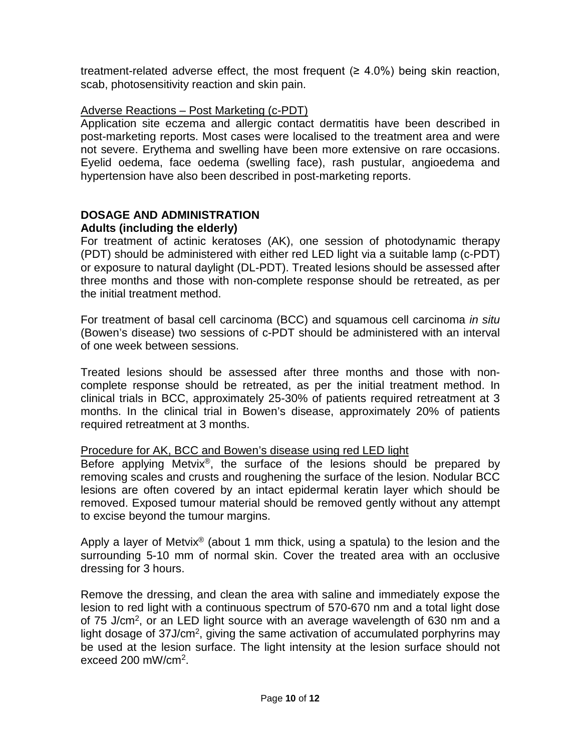treatment-related adverse effect, the most frequent (≥ 4.0%) being skin reaction, scab, photosensitivity reaction and skin pain.

Adverse Reactions – Post Marketing (c-PDT)

Application site eczema and allergic contact dermatitis have been described in post-marketing reports. Most cases were localised to the treatment area and were not severe. Erythema and swelling have been more extensive on rare occasions. Eyelid oedema, face oedema (swelling face), rash pustular, angioedema and hypertension have also been described in post-marketing reports.

## DOSAGE AND ADMINISTRATION

### Adults (including the elderly)

For treatment of actinic keratoses (AK), one session of photodynamic therapy (PDT) should be administered with either red LED light via a suitable lamp (c-PDT) or exposure to natural daylight (DL-PDT). Treated lesions should be assessed after three months and those with non-complete response should be retreated, as per the initial treatment method.

For treatment of basal cell carcinoma (BCC) and squamous cell carcinoma *in situ* (Bowen's disease) two sessions of c-PDT should be administered with an interval of one week between sessions.

Treated lesions should be assessed after three months and those with non-complete response should be retreated, as per the initial treatment method. In clinical trials in BCC, approximately 25-30% of patients required retreatment at 3 months. In the clinical trial in Bowen's disease, approximately 20% of patients required retreatment at 3 months.

Procedure for AK, BCC and Bowen's disease using red LED light

Before applying Metvix®, the surface of the lesions should be prepared by removing scales and crusts and roughening the surface of the lesion. Nodular BCC lesions are often covered by an intact epidermal keratin layer which should be removed. Exposed tumour material should be removed gently without any attempt to excise beyond the tumour margins.

Apply a layer of Metvix® (about 1 mm thick, using a spatula) to the lesion and the surrounding 5-10 mm of normal skin. Cover the treated area with an occlusive dressing for 3 hours.

Remove the dressing, and clean the area with saline and immediately expose the lesion to red light with a continuous spectrum of 570-670 nm and a total light dose of 75 J/cm$^2$, or an LED light source with an average wavelength of 630 nm and a light dosage of 37J/cm$^2$, giving the same activation of accumulated porphyrins may be used at the lesion surface. The light intensity at the lesion surface should not exceed 200 mW/cm$^2$.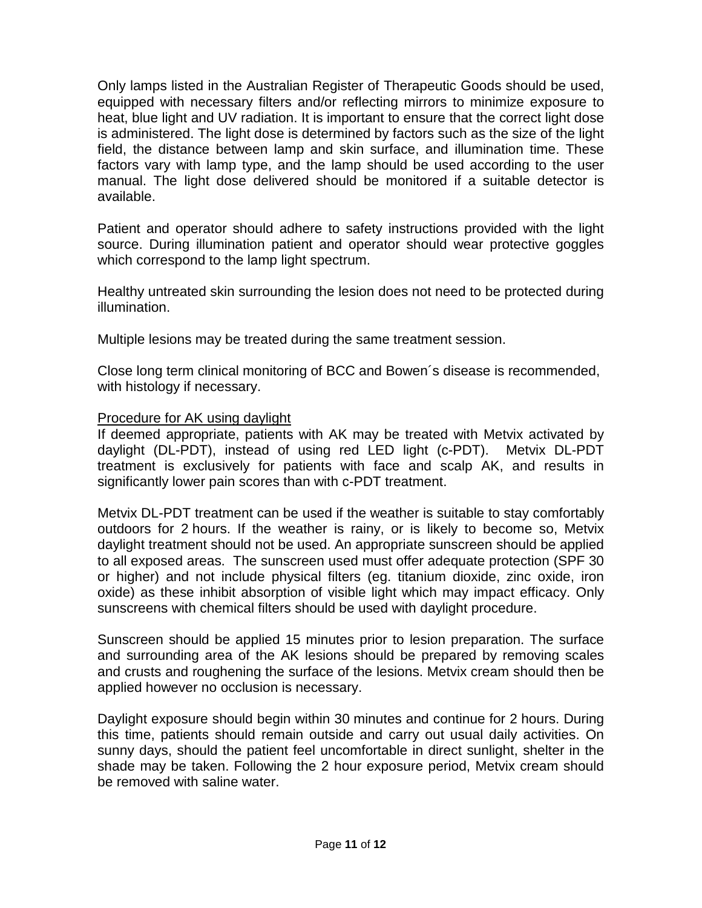Only lamps listed in the Australian Register of Therapeutic Goods should be used, equipped with necessary filters and/or reflecting mirrors to minimize exposure to heat, blue light and UV radiation. It is important to ensure that the correct light dose is administered. The light dose is determined by factors such as the size of the light field, the distance between lamp and skin surface, and illumination time. These factors vary with lamp type, and the lamp should be used according to the user manual. The light dose delivered should be monitored if a suitable detector is available.

Patient and operator should adhere to safety instructions provided with the light source. During illumination patient and operator should wear protective goggles which correspond to the lamp light spectrum.

Healthy untreated skin surrounding the lesion does not need to be protected during illumination.

Multiple lesions may be treated during the same treatment session.

Close long term clinical monitoring of BCC and Bowen´s disease is recommended, with histology if necessary.

<u>Procedure for AK using daylight</u>

If deemed appropriate, patients with AK may be treated with Metvix activated by daylight (DL-PDT), instead of using red LED light (c-PDT). Metvix DL-PDT treatment is exclusively for patients with face and scalp AK, and results in significantly lower pain scores than with c-PDT treatment.

Metvix DL-PDT treatment can be used if the weather is suitable to stay comfortably outdoors for 2 hours. If the weather is rainy, or is likely to become so, Metvix daylight treatment should not be used. An appropriate sunscreen should be applied to all exposed areas. The sunscreen used must offer adequate protection (SPF 30 or higher) and not include physical filters (eg. titanium dioxide, zinc oxide, iron oxide) as these inhibit absorption of visible light which may impact efficacy. Only sunscreens with chemical filters should be used with daylight procedure.

Sunscreen should be applied 15 minutes prior to lesion preparation. The surface and surrounding area of the AK lesions should be prepared by removing scales and crusts and roughening the surface of the lesions. Metvix cream should then be applied however no occlusion is necessary.

Daylight exposure should begin within 30 minutes and continue for 2 hours. During this time, patients should remain outside and carry out usual daily activities. On sunny days, should the patient feel uncomfortable in direct sunlight, shelter in the shade may be taken. Following the 2 hour exposure period, Metvix cream should be removed with saline water.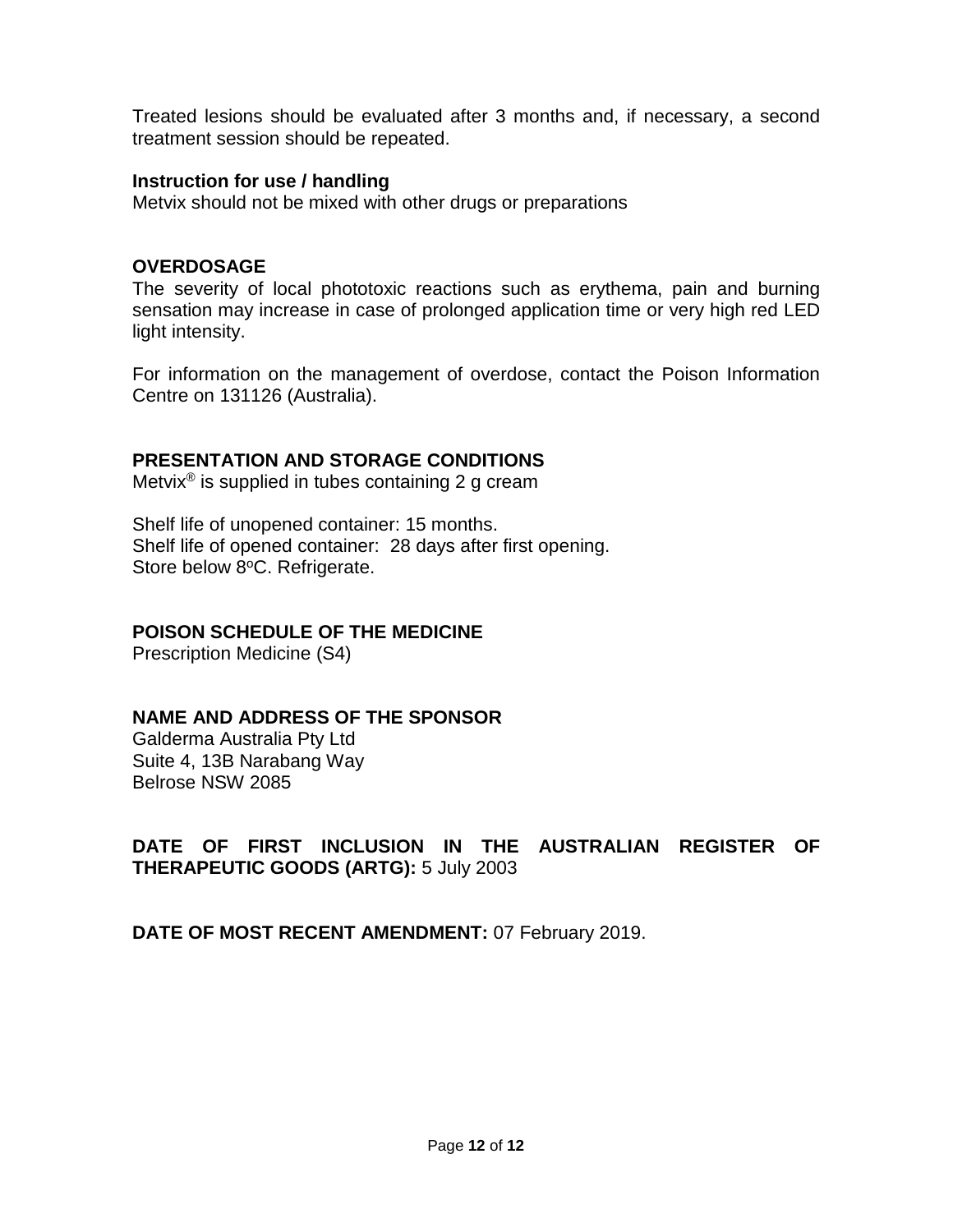Treated lesions should be evaluated after 3 months and, if necessary, a second treatment session should be repeated.

### Instruction for use / handling

Metvix should not be mixed with other drugs or preparations

## OVERDOSAGE

The severity of local phototoxic reactions such as erythema, pain and burning sensation may increase in case of prolonged application time or very high red LED light intensity.

For information on the management of overdose, contact the Poison Information Centre on 131126 (Australia).

## PRESENTATION AND STORAGE CONDITIONS

Metvix® is supplied in tubes containing 2 g cream

Shelf life of unopened container: 15 months.
Shelf life of opened container: 28 days after first opening.
Store below 8°C. Refrigerate.

## POISON SCHEDULE OF THE MEDICINE

Prescription Medicine (S4)

## NAME AND ADDRESS OF THE SPONSOR

Galderma Australia Pty Ltd
Suite 4, 13B Narabang Way
Belrose NSW 2085

**DATE OF FIRST INCLUSION IN THE AUSTRALIAN REGISTER OF THERAPEUTIC GOODS (ARTG):** 5 July 2003

**DATE OF MOST RECENT AMENDMENT:** 07 February 2019.